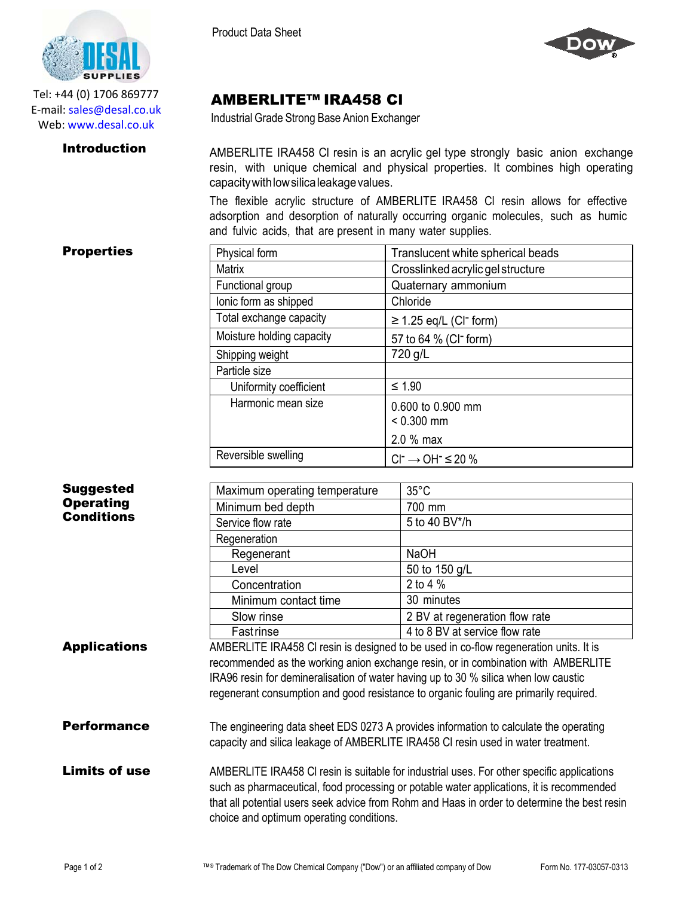Tel: +44 (0) 1706 869777
E-mail: sales@desal.co.uk
Web: www.desal.co.uk

Product Data Sheet

# AMBERLITE™ IRA458 Cl

Industrial Grade Strong Base Anion Exchanger

## Introduction

AMBERLITE IRA458 Cl resin is an acrylic gel type strongly basic anion exchange resin, with unique chemical and physical properties. It combines high operating capacity with low silica leakage values.

The flexible acrylic structure of AMBERLITE IRA458 Cl resin allows for effective adsorption and desorption of naturally occurring organic molecules, such as humic and fulvic acids, that are present in many water supplies.

## Properties

| Property | Value |
|---|---|
| Physical form | Translucent white spherical beads |
| Matrix | Crosslinked acrylic gel structure |
| Functional group | Quaternary ammonium |
| Ionic form as shipped | Chloride |
| Total exchange capacity | ≥ 1.25 eq/L ($Cl^-$ form) |
| Moisture holding capacity | 57 to 64 % ($Cl^-$ form) |
| Shipping weight | 720 g/L |
| Particle size | |
| Uniformity coefficient | ≤ 1.90 |
| Harmonic mean size | 0.600 to 0.900 mm<br>< 0.300 mm<br>2.0 % max |
| Reversible swelling | $Cl^- \rightarrow OH^-$ ≤ 20 % |

## Suggested Operating Conditions

| Condition | Value |
|---|---|
| Maximum operating temperature | 35°C |
| Minimum bed depth | 700 mm |
| Service flow rate | 5 to 40 BV*/h |
| Regeneration | |
| Regenerant | NaOH |
| Level | 50 to 150 g/L |
| Concentration | 2 to 4 % |
| Minimum contact time | 30 minutes |
| Slow rinse | 2 BV at regeneration flow rate |
| Fast rinse | 4 to 8 BV at service flow rate |

## Applications

AMBERLITE IRA458 Cl resin is designed to be used in co-flow regeneration units. It is recommended as the working anion exchange resin, or in combination with AMBERLITE IRA96 resin for demineralisation of water having up to 30 % silica when low caustic regenerant consumption and good resistance to organic fouling are primarily required.

## Performance

The engineering data sheet EDS 0273 A provides information to calculate the operating capacity and silica leakage of AMBERLITE IRA458 Cl resin used in water treatment.

## Limits of use

AMBERLITE IRA458 Cl resin is suitable for industrial uses. For other specific applications such as pharmaceutical, food processing or potable water applications, it is recommended that all potential users seek advice from Rohm and Haas in order to determine the best resin choice and optimum operating conditions.

™® Trademark of The Dow Chemical Company ("Dow") or an affiliated company of Dow

Form No. 177-03057-0313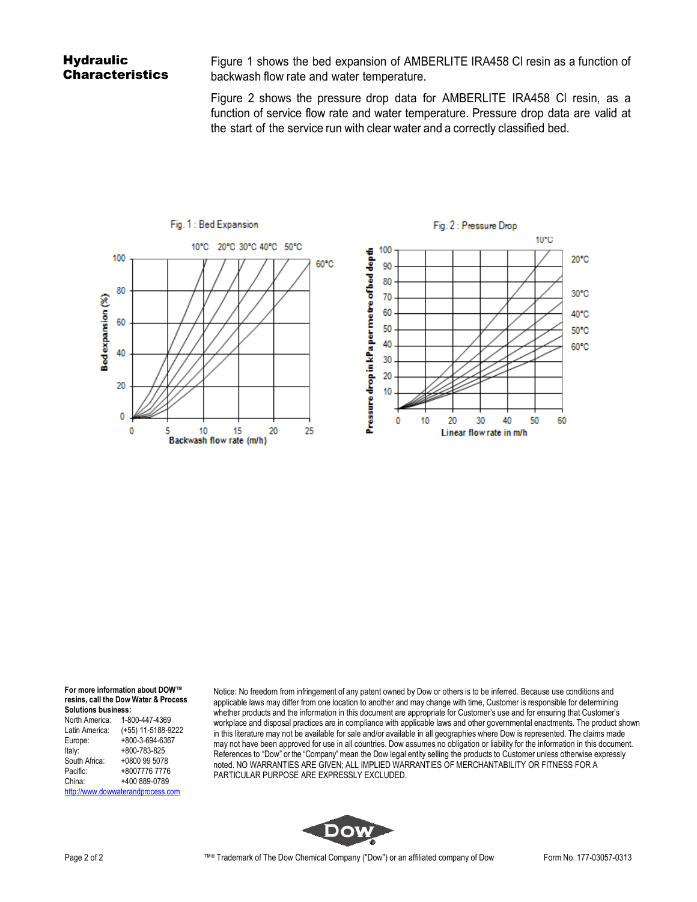## Hydraulic Characteristics

Figure 1 shows the bed expansion of AMBERLITE IRA458 Cl resin as a function of backwash flow rate and water temperature.

Figure 2 shows the pressure drop data for AMBERLITE IRA458 Cl resin, as a function of service flow rate and water temperature. Pressure drop data are valid at the start of the service run with clear water and a correctly classified bed.

Fig. 1 : Bed Expansion

10°C 20°C 30°C 40°C 50°C

60°C

Bed expansion (%)

0
20
40
60
80
100

0 5 10 15 20 25

Backwash flow rate (m/h)

Fig. 2 : Pressure Drop

10°C

20°C

30°C

40°C

50°C

60°C

Pressure drop in kPa per metre of bed depth

10
20
30
40
50
60
70
80
90
100

0 10 20 30 40 50 60

Linear flow rate in m/h

**For more information about DOW™ resins, call the Dow Water & Process Solutions business:**

North America: 1-800-447-4369
Latin America: (+55) 11-5188-9222
Europe: +800-3-694-6367
Italy: +800-783-825
South Africa: +0800 99 5078
Pacific: +8007776 7776
China: +400 889-0789
http://www.dowwaterandprocess.com

Notice: No freedom from infringement of any patent owned by Dow or others is to be inferred. Because use conditions and applicable laws may differ from one location to another and may change with time, Customer is responsible for determining whether products and the information in this document are appropriate for Customer's use and for ensuring that Customer's workplace and disposal practices are in compliance with applicable laws and other governmental enactments. The product shown in this literature may not be available for sale and/or available in all geographies where Dow is represented. The claims made may not have been approved for use in all countries. Dow assumes no obligation or liability for the information in this document. References to "Dow" or the "Company" mean the Dow legal entity selling the products to Customer unless otherwise expressly noted. NO WARRANTIES ARE GIVEN; ALL IMPLIED WARRANTIES OF MERCHANTABILITY OR FITNESS FOR A PARTICULAR PURPOSE ARE EXPRESSLY EXCLUDED.

™® Trademark of The Dow Chemical Company ("Dow") or an affiliated company of Dow

Form No. 177-03057-0313